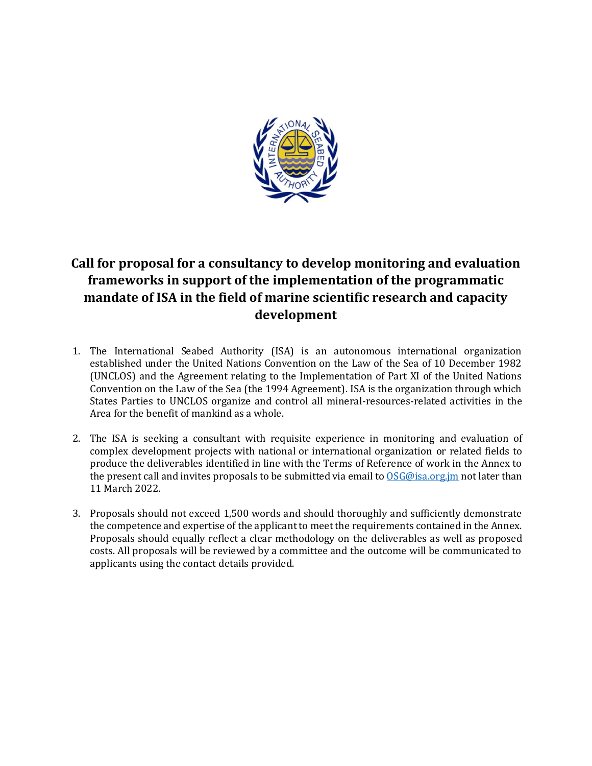# Call for proposal for a consultancy to develop monitoring and evaluation frameworks in support of the implementation of the programmatic mandate of ISA in the field of marine scientific research and capacity development

1. The International Seabed Authority (ISA) is an autonomous international organization established under the United Nations Convention on the Law of the Sea of 10 December 1982 (UNCLOS) and the Agreement relating to the Implementation of Part XI of the United Nations Convention on the Law of the Sea (the 1994 Agreement). ISA is the organization through which States Parties to UNCLOS organize and control all mineral-resources-related activities in the Area for the benefit of mankind as a whole.

2. The ISA is seeking a consultant with requisite experience in monitoring and evaluation of complex development projects with national or international organization or related fields to produce the deliverables identified in line with the Terms of Reference of work in the Annex to the present call and invites proposals to be submitted via email to OSG@isa.org.jm not later than 11 March 2022.

3. Proposals should not exceed 1,500 words and should thoroughly and sufficiently demonstrate the competence and expertise of the applicant to meet the requirements contained in the Annex. Proposals should equally reflect a clear methodology on the deliverables as well as proposed costs. All proposals will be reviewed by a committee and the outcome will be communicated to applicants using the contact details provided.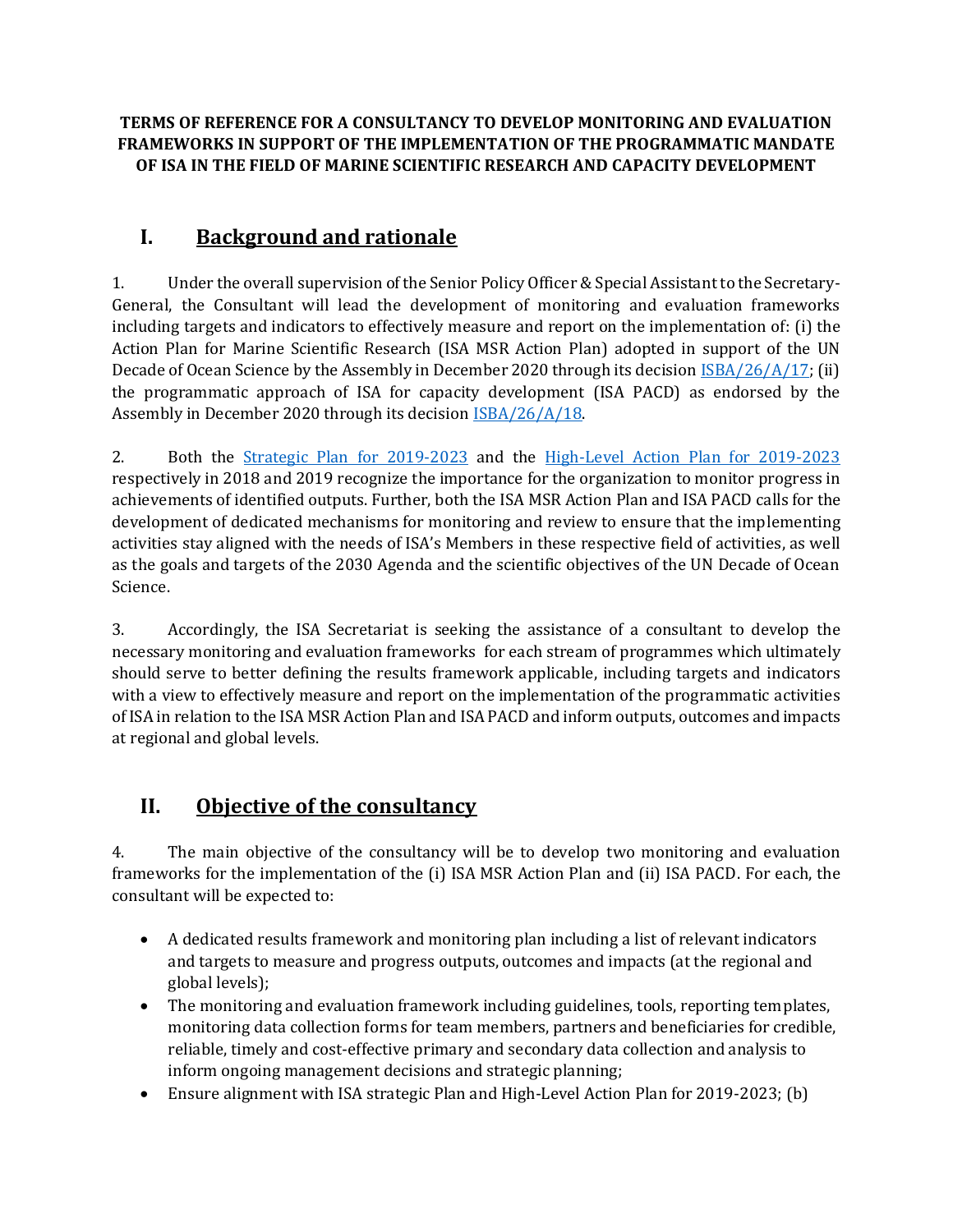**TERMS OF REFERENCE FOR A CONSULTANCY TO DEVELOP MONITORING AND EVALUATION FRAMEWORKS IN SUPPORT OF THE IMPLEMENTATION OF THE PROGRAMMATIC MANDATE OF ISA IN THE FIELD OF MARINE SCIENTIFIC RESEARCH AND CAPACITY DEVELOPMENT**

## I. Background and rationale

1. Under the overall supervision of the Senior Policy Officer & Special Assistant to the Secretary-General, the Consultant will lead the development of monitoring and evaluation frameworks including targets and indicators to effectively measure and report on the implementation of: (i) the Action Plan for Marine Scientific Research (ISA MSR Action Plan) adopted in support of the UN Decade of Ocean Science by the Assembly in December 2020 through its decision ISBA/26/A/17; (ii) the programmatic approach of ISA for capacity development (ISA PACD) as endorsed by the Assembly in December 2020 through its decision ISBA/26/A/18.

2. Both the Strategic Plan for 2019-2023 and the High-Level Action Plan for 2019-2023 respectively in 2018 and 2019 recognize the importance for the organization to monitor progress in achievements of identified outputs. Further, both the ISA MSR Action Plan and ISA PACD calls for the development of dedicated mechanisms for monitoring and review to ensure that the implementing activities stay aligned with the needs of ISA's Members in these respective field of activities, as well as the goals and targets of the 2030 Agenda and the scientific objectives of the UN Decade of Ocean Science.

3. Accordingly, the ISA Secretariat is seeking the assistance of a consultant to develop the necessary monitoring and evaluation frameworks for each stream of programmes which ultimately should serve to better defining the results framework applicable, including targets and indicators with a view to effectively measure and report on the implementation of the programmatic activities of ISA in relation to the ISA MSR Action Plan and ISA PACD and inform outputs, outcomes and impacts at regional and global levels.

## II. Objective of the consultancy

4. The main objective of the consultancy will be to develop two monitoring and evaluation frameworks for the implementation of the (i) ISA MSR Action Plan and (ii) ISA PACD. For each, the consultant will be expected to:

- A dedicated results framework and monitoring plan including a list of relevant indicators and targets to measure and progress outputs, outcomes and impacts (at the regional and global levels);
- The monitoring and evaluation framework including guidelines, tools, reporting templates, monitoring data collection forms for team members, partners and beneficiaries for credible, reliable, timely and cost-effective primary and secondary data collection and analysis to inform ongoing management decisions and strategic planning;
- Ensure alignment with ISA strategic Plan and High-Level Action Plan for 2019-2023; (b)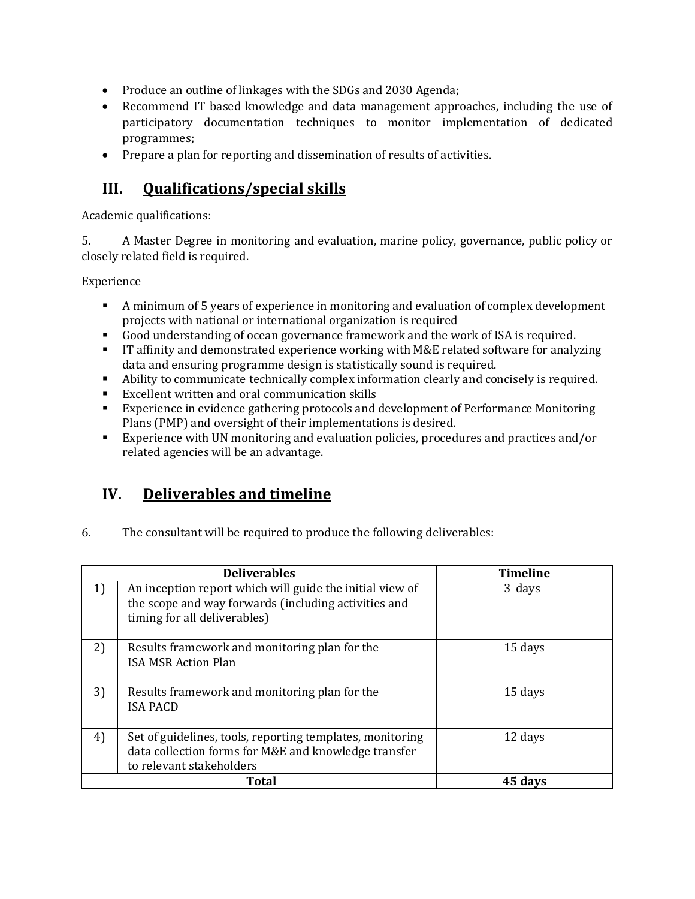- Produce an outline of linkages with the SDGs and 2030 Agenda;
- Recommend IT based knowledge and data management approaches, including the use of participatory documentation techniques to monitor implementation of dedicated programmes;
- Prepare a plan for reporting and dissemination of results of activities.

## III. Qualifications/special skills

Academic qualifications:

5. A Master Degree in monitoring and evaluation, marine policy, governance, public policy or closely related field is required.

Experience

- A minimum of 5 years of experience in monitoring and evaluation of complex development projects with national or international organization is required
- Good understanding of ocean governance framework and the work of ISA is required.
- IT affinity and demonstrated experience working with M&E related software for analyzing data and ensuring programme design is statistically sound is required.
- Ability to communicate technically complex information clearly and concisely is required.
- Excellent written and oral communication skills
- Experience in evidence gathering protocols and development of Performance Monitoring Plans (PMP) and oversight of their implementations is desired.
- Experience with UN monitoring and evaluation policies, procedures and practices and/or related agencies will be an advantage.

## IV. Deliverables and timeline

6. The consultant will be required to produce the following deliverables:

| | **Deliverables** | **Timeline** |
|---|---|---|
| 1) | An inception report which will guide the initial view of the scope and way forwards (including activities and timing for all deliverables) | 3 days |
| 2) | Results framework and monitoring plan for the ISA MSR Action Plan | 15 days |
| 3) | Results framework and monitoring plan for the ISA PACD | 15 days |
| 4) | Set of guidelines, tools, reporting templates, monitoring data collection forms for M&E and knowledge transfer to relevant stakeholders | 12 days |
| | **Total** | **45 days** |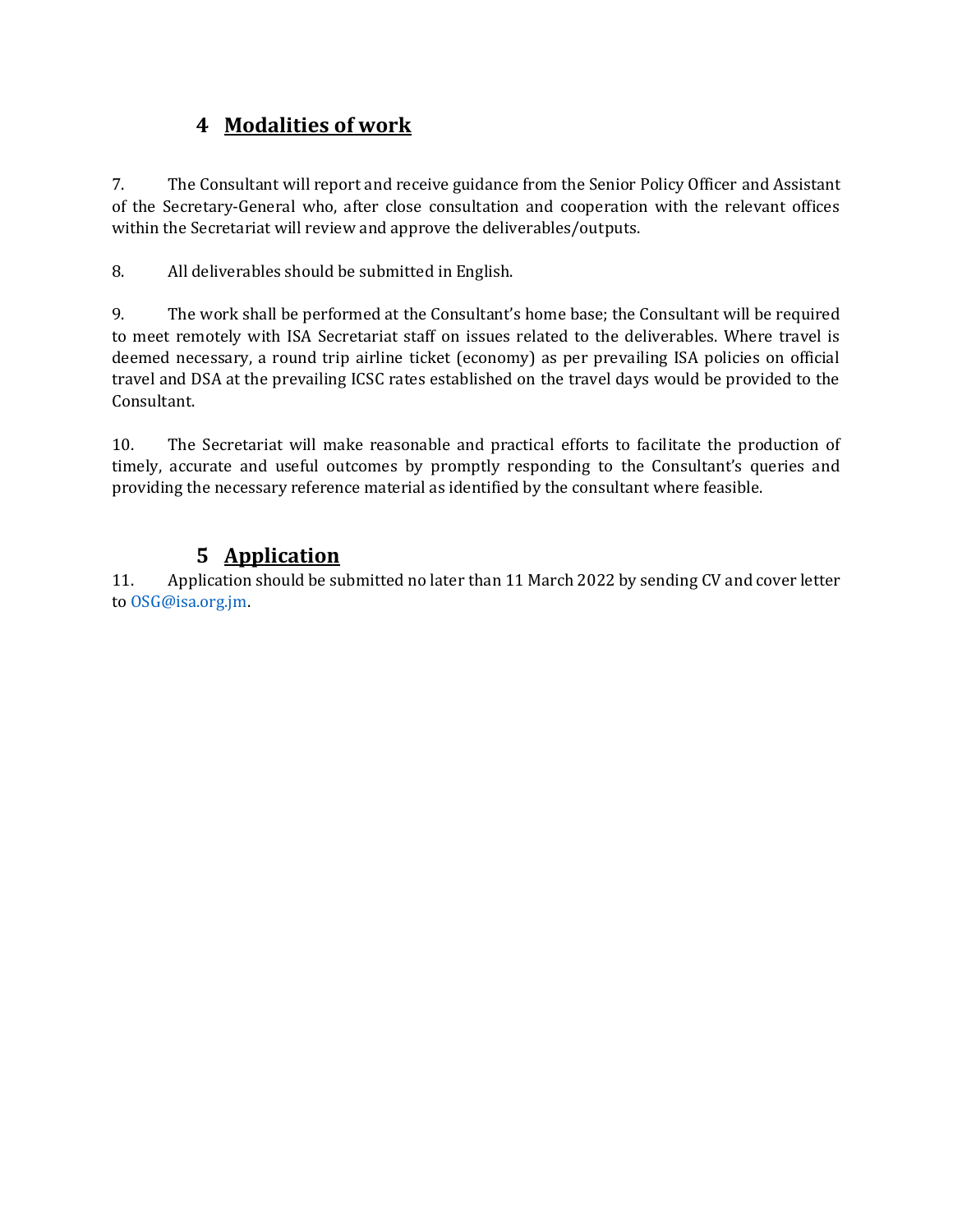## 4 Modalities of work

7. The Consultant will report and receive guidance from the Senior Policy Officer and Assistant of the Secretary-General who, after close consultation and cooperation with the relevant offices within the Secretariat will review and approve the deliverables/outputs.

8. All deliverables should be submitted in English.

9. The work shall be performed at the Consultant's home base; the Consultant will be required to meet remotely with ISA Secretariat staff on issues related to the deliverables. Where travel is deemed necessary, a round trip airline ticket (economy) as per prevailing ISA policies on official travel and DSA at the prevailing ICSC rates established on the travel days would be provided to the Consultant.

10. The Secretariat will make reasonable and practical efforts to facilitate the production of timely, accurate and useful outcomes by promptly responding to the Consultant's queries and providing the necessary reference material as identified by the consultant where feasible.

## 5 Application

11. Application should be submitted no later than 11 March 2022 by sending CV and cover letter to OSG@isa.org.jm.